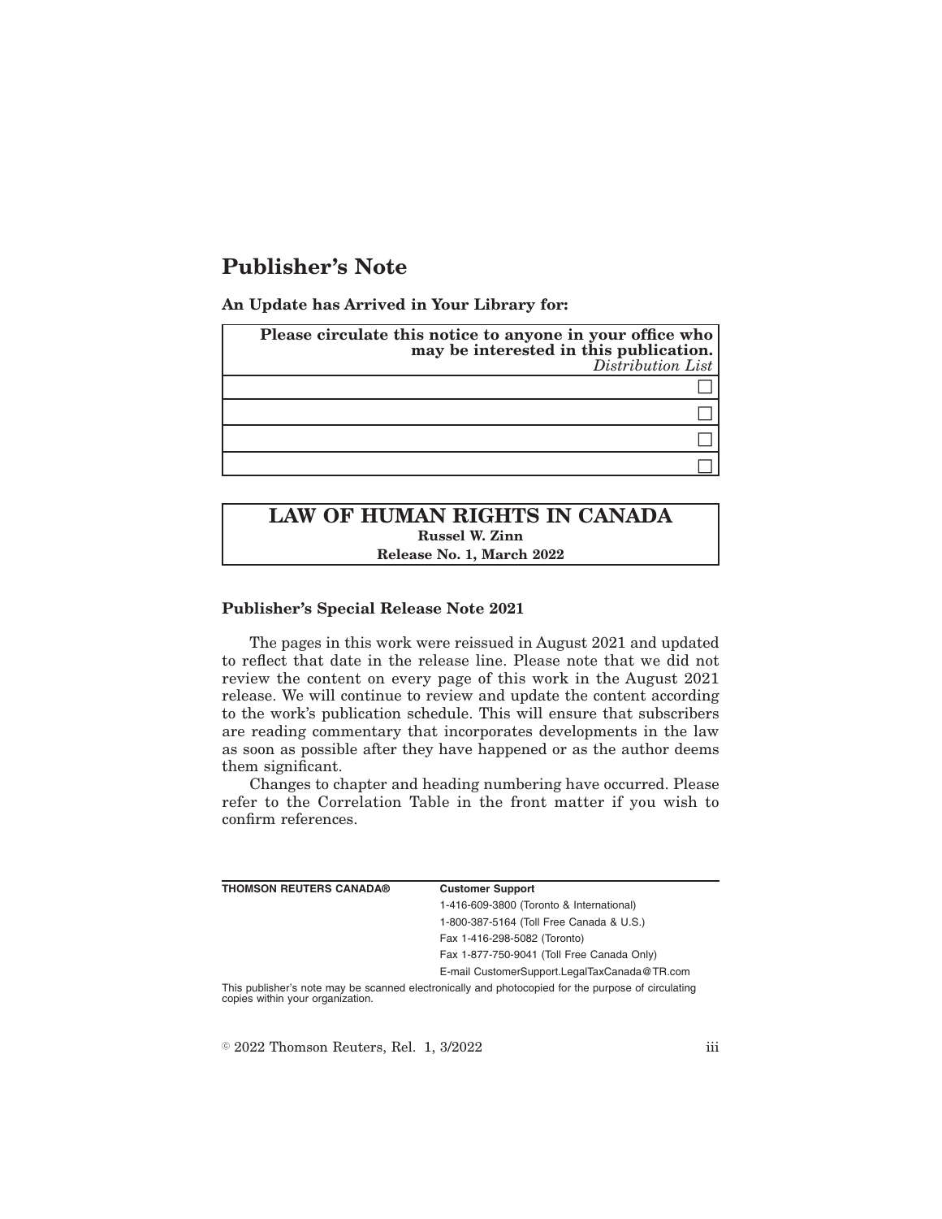# Publisher's Note

**An Update has Arrived in Your Library for:**

| **Please circulate this notice to anyone in your office who may be interested in this publication.** *Distribution List* |
| --- |
| ☐ |
| ☐ |
| ☐ |
| ☐ |

| **LAW OF HUMAN RIGHTS IN CANADA** |
| --- |
| **Russel W. Zinn** |
| **Release No. 1, March 2022** |

**Publisher's Special Release Note 2021**

The pages in this work were reissued in August 2021 and updated to reflect that date in the release line. Please note that we did not review the content on every page of this work in the August 2021 release. We will continue to review and update the content according to the work's publication schedule. This will ensure that subscribers are reading commentary that incorporates developments in the law as soon as possible after they have happened or as the author deems them significant.

Changes to chapter and heading numbering have occurred. Please refer to the Correlation Table in the front matter if you wish to confirm references.

| **THOMSON REUTERS CANADA®** | **Customer Support** |
| --- | --- |
| | 1-416-609-3800 (Toronto & International) |
| | 1-800-387-5164 (Toll Free Canada & U.S.) |
| | Fax 1-416-298-5082 (Toronto) |
| | Fax 1-877-750-9041 (Toll Free Canada Only) |
| | E-mail CustomerSupport.LegalTaxCanada@TR.com |

This publisher's note may be scanned electronically and photocopied for the purpose of circulating copies within your organization.

© 2022 Thomson Reuters, Rel. 1, 3/2022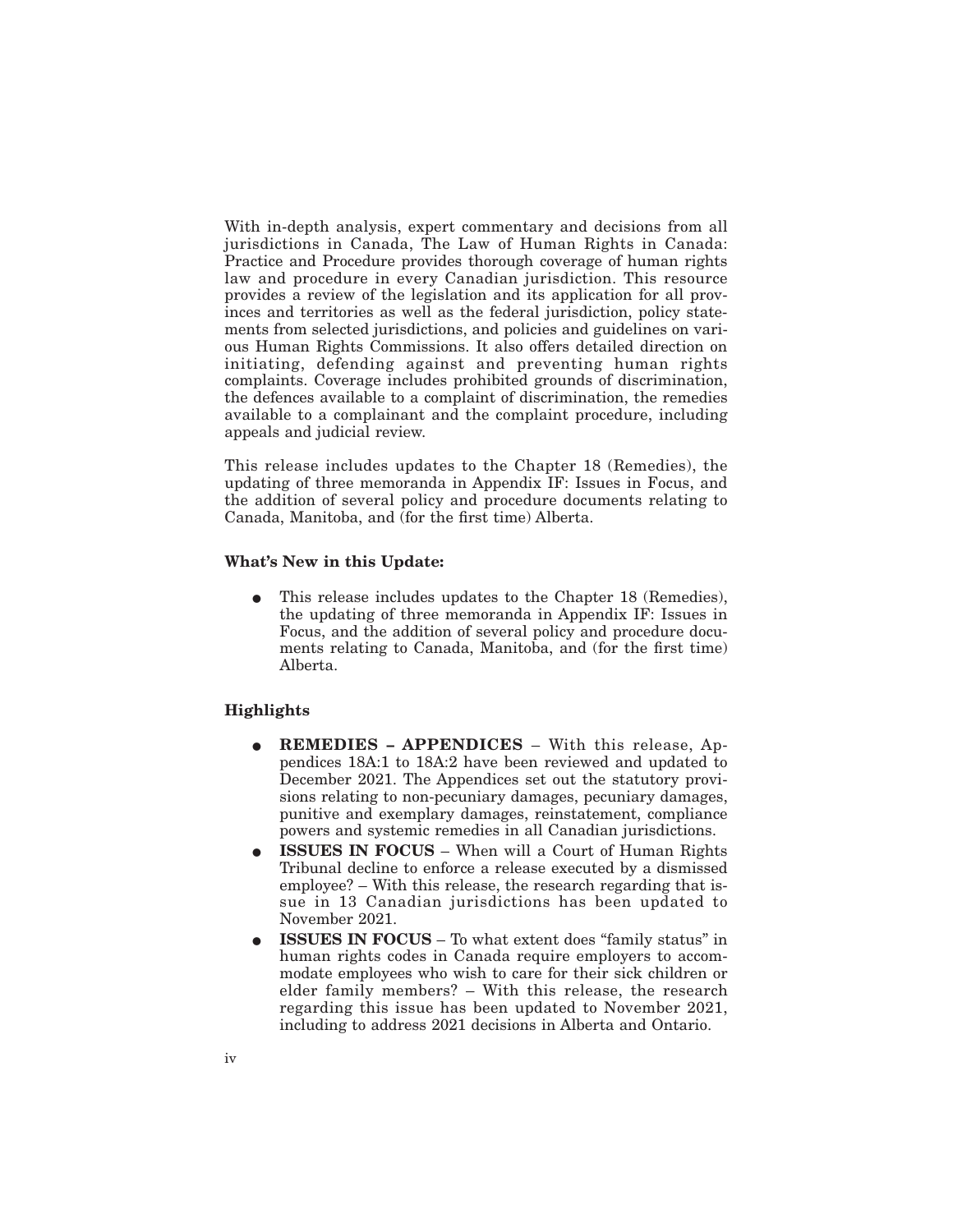With in-depth analysis, expert commentary and decisions from all jurisdictions in Canada, The Law of Human Rights in Canada: Practice and Procedure provides thorough coverage of human rights law and procedure in every Canadian jurisdiction. This resource provides a review of the legislation and its application for all provinces and territories as well as the federal jurisdiction, policy statements from selected jurisdictions, and policies and guidelines on various Human Rights Commissions. It also offers detailed direction on initiating, defending against and preventing human rights complaints. Coverage includes prohibited grounds of discrimination, the defences available to a complaint of discrimination, the remedies available to a complainant and the complaint procedure, including appeals and judicial review.

This release includes updates to the Chapter 18 (Remedies), the updating of three memoranda in Appendix IF: Issues in Focus, and the addition of several policy and procedure documents relating to Canada, Manitoba, and (for the first time) Alberta.

**What's New in this Update:**

- This release includes updates to the Chapter 18 (Remedies), the updating of three memoranda in Appendix IF: Issues in Focus, and the addition of several policy and procedure documents relating to Canada, Manitoba, and (for the first time) Alberta.

**Highlights**

- **REMEDIES – APPENDICES** – With this release, Appendices 18A:1 to 18A:2 have been reviewed and updated to December 2021. The Appendices set out the statutory provisions relating to non-pecuniary damages, pecuniary damages, punitive and exemplary damages, reinstatement, compliance powers and systemic remedies in all Canadian jurisdictions.
- **ISSUES IN FOCUS** – When will a Court of Human Rights Tribunal decline to enforce a release executed by a dismissed employee? – With this release, the research regarding that issue in 13 Canadian jurisdictions has been updated to November 2021.
- **ISSUES IN FOCUS** – To what extent does "family status" in human rights codes in Canada require employers to accommodate employees who wish to care for their sick children or elder family members? – With this release, the research regarding this issue has been updated to November 2021, including to address 2021 decisions in Alberta and Ontario.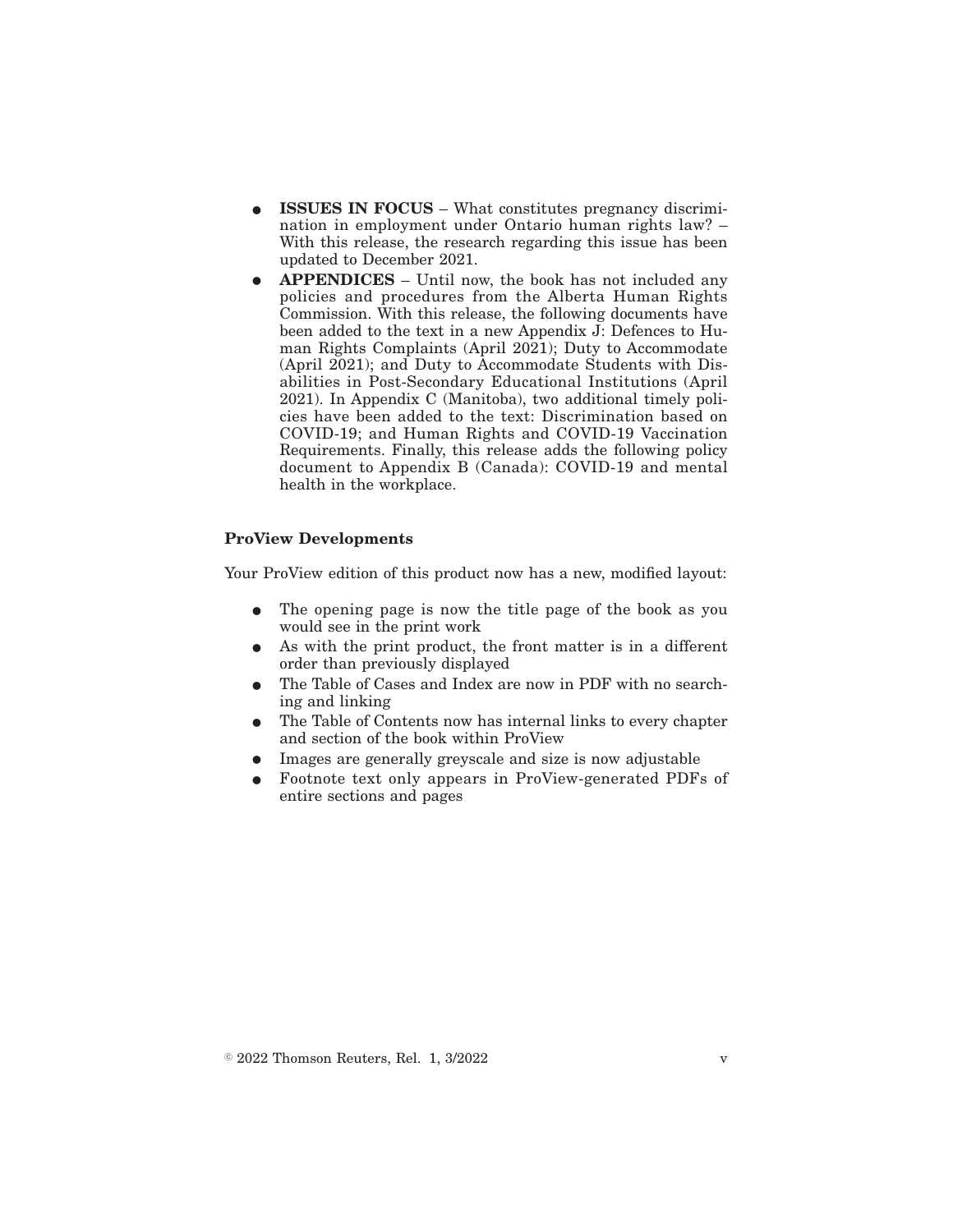- **ISSUES IN FOCUS** – What constitutes pregnancy discrimination in employment under Ontario human rights law? – With this release, the research regarding this issue has been updated to December 2021.
- **APPENDICES** – Until now, the book has not included any policies and procedures from the Alberta Human Rights Commission. With this release, the following documents have been added to the text in a new Appendix J: Defences to Human Rights Complaints (April 2021); Duty to Accommodate (April 2021); and Duty to Accommodate Students with Disabilities in Post-Secondary Educational Institutions (April 2021). In Appendix C (Manitoba), two additional timely policies have been added to the text: Discrimination based on COVID-19; and Human Rights and COVID-19 Vaccination Requirements. Finally, this release adds the following policy document to Appendix B (Canada): COVID-19 and mental health in the workplace.

**ProView Developments**

Your ProView edition of this product now has a new, modified layout:

- The opening page is now the title page of the book as you would see in the print work
- As with the print product, the front matter is in a different order than previously displayed
- The Table of Cases and Index are now in PDF with no searching and linking
- The Table of Contents now has internal links to every chapter and section of the book within ProView
- Images are generally greyscale and size is now adjustable
- Footnote text only appears in ProView-generated PDFs of entire sections and pages